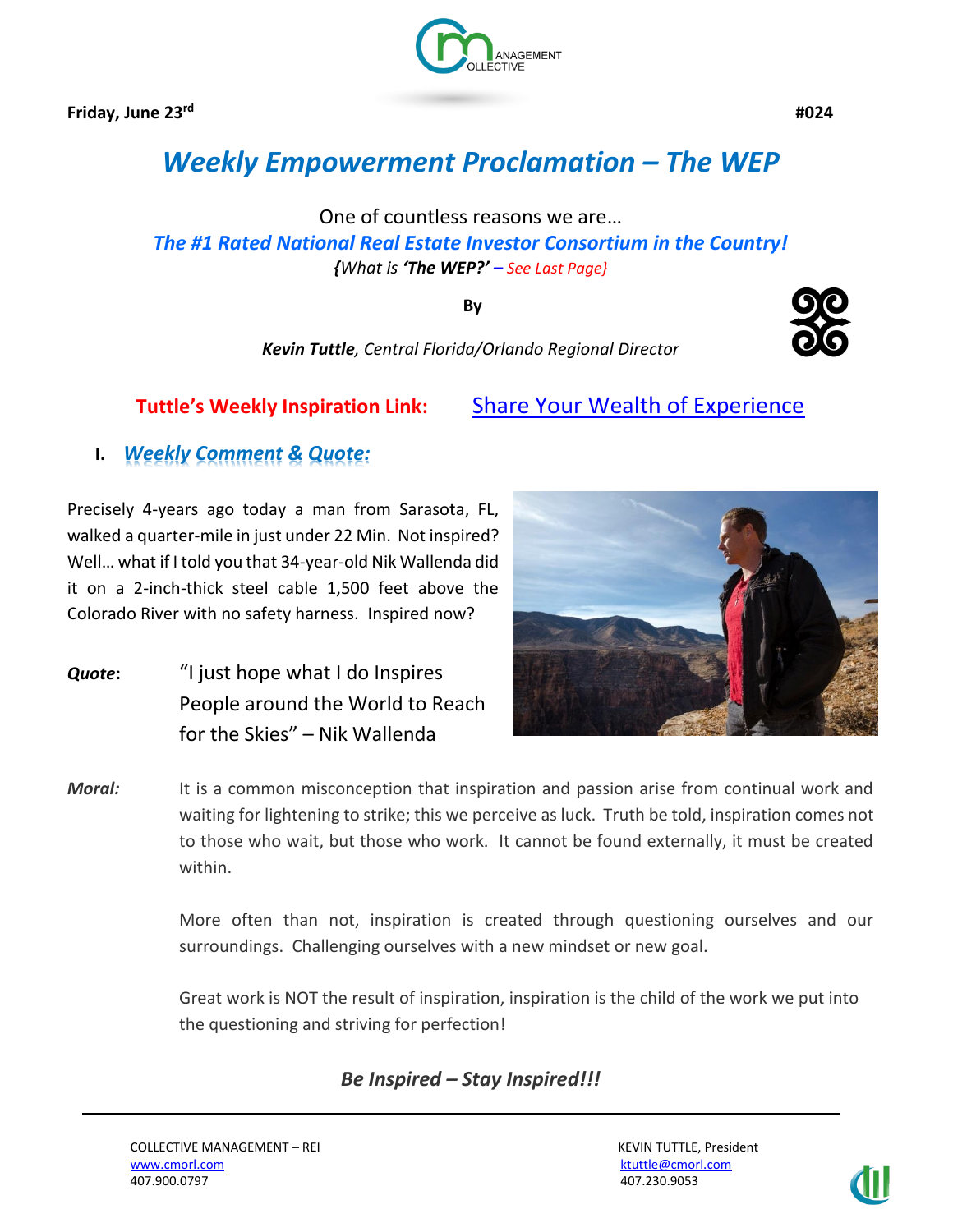**Friday, June 23rd** **#024**

# *Weekly Empowerment Proclamation – The WEP*

One of countless reasons we are…

***The #1 Rated National Real Estate Investor Consortium in the Country!***

*{What is **'The WEP?'** – See Last Page}*

**By**

***Kevin Tuttle**, Central Florida/Orlando Regional Director*

**Tuttle's Weekly Inspiration Link:** Share Your Wealth of Experience

## I. *Weekly Comment & Quote:*

Precisely 4-years ago today a man from Sarasota, FL, walked a quarter-mile in just under 22 Min. Not inspired? Well… what if I told you that 34-year-old Nik Wallenda did it on a 2-inch-thick steel cable 1,500 feet above the Colorado River with no safety harness. Inspired now?

***Quote*:** "I just hope what I do Inspires People around the World to Reach for the Skies" – Nik Wallenda

***Moral:*** It is a common misconception that inspiration and passion arise from continual work and waiting for lightening to strike; this we perceive as luck. Truth be told, inspiration comes not to those who wait, but those who work. It cannot be found externally, it must be created within.

More often than not, inspiration is created through questioning ourselves and our surroundings. Challenging ourselves with a new mindset or new goal.

Great work is NOT the result of inspiration, inspiration is the child of the work we put into the questioning and striving for perfection!

***Be Inspired – Stay Inspired!!!***

COLLECTIVE MANAGEMENT – REI
www.cmorl.com
407.900.0797

KEVIN TUTTLE, President
ktuttle@cmorl.com
407.230.9053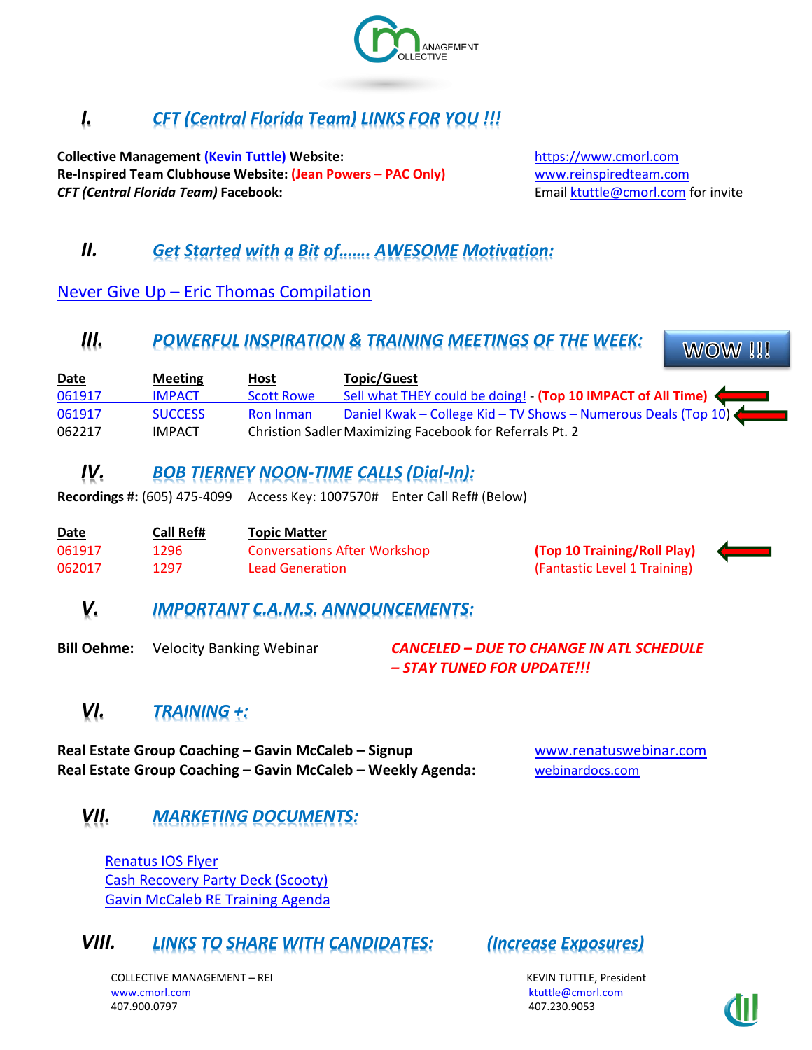# I. CFT (Central Florida Team) LINKS FOR YOU !!!

**Collective Management (Kevin Tuttle) Website:** https://www.cmorl.com
**Re-Inspired Team Clubhouse Website: (Jean Powers – PAC Only)** www.reinspiredteam.com
***CFT (Central Florida Team)* Facebook:** Email ktuttle@cmorl.com for invite

# II. Get Started with a Bit of……. AWESOME Motivation:

Never Give Up – Eric Thomas Compilation

# III. POWERFUL INSPIRATION & TRAINING MEETINGS OF THE WEEK: WOW !!!

| Date | Meeting | Host | Topic/Guest |
|---|---|---|---|
| 061917 | IMPACT | Scott Rowe | Sell what THEY could be doing! - **(Top 10 IMPACT of All Time)** |
| 061917 | SUCCESS | Ron Inman | Daniel Kwak – College Kid – TV Shows – Numerous Deals (Top 10) |
| 062217 | IMPACT | Christion Sadler | Maximizing Facebook for Referrals Pt. 2 |

# IV. BOB TIERNEY NOON-TIME CALLS (Dial-In):

**Recordings #:** (605) 475-4099 Access Key: 1007570# Enter Call Ref# (Below)

| Date | Call Ref# | Topic Matter | |
|---|---|---|---|
| 061917 | 1296 | Conversations After Workshop | **(Top 10 Training/Roll Play)** |
| 062017 | 1297 | Lead Generation | (Fantastic Level 1 Training) |

# V. IMPORTANT C.A.M.S. ANNOUNCEMENTS:

**Bill Oehme:** Velocity Banking Webinar ***CANCELED – DUE TO CHANGE IN ATL SCHEDULE – STAY TUNED FOR UPDATE!!!***

# VI. TRAINING +:

**Real Estate Group Coaching – Gavin McCaleb – Signup** www.renatuswebinar.com
**Real Estate Group Coaching – Gavin McCaleb – Weekly Agenda:** webinardocs.com

# VII. MARKETING DOCUMENTS:

- Renatus IOS Flyer
- Cash Recovery Party Deck (Scooty)
- Gavin McCaleb RE Training Agenda

# VIII. LINKS TO SHARE WITH CANDIDATES: (Increase Exposures)

COLLECTIVE MANAGEMENT – REI
www.cmorl.com
407.900.0797

KEVIN TUTTLE, President
ktuttle@cmorl.com
407.230.9053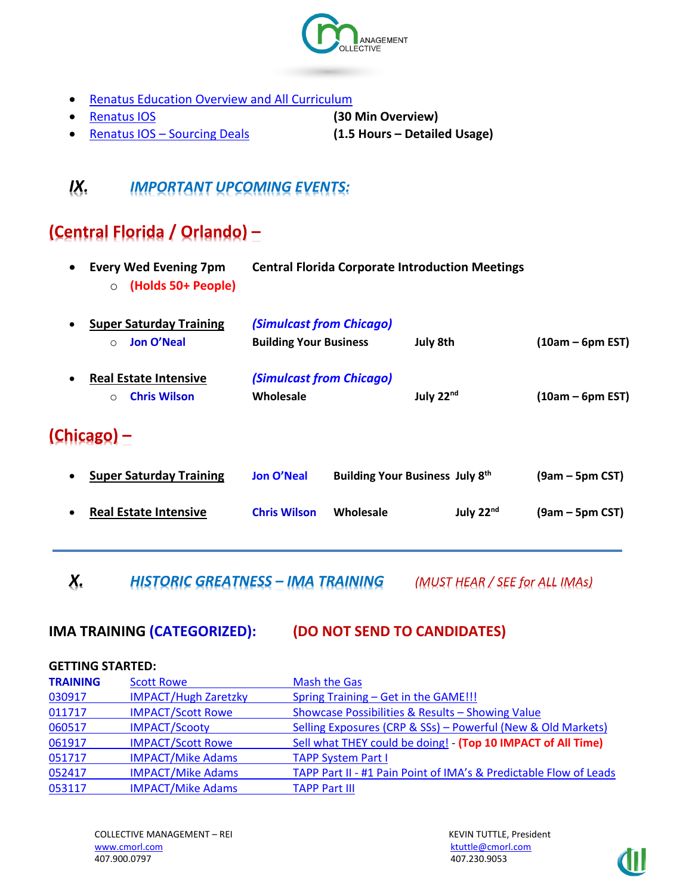- Renatus Education Overview and All Curriculum
- Renatus IOS **(30 Min Overview)**
- Renatus IOS – Sourcing Deals **(1.5 Hours – Detailed Usage)**

## *IX. IMPORTANT UPCOMING EVENTS:*

## (Central Florida / Orlando) –

- **Every Wed Evening 7pm** **Central Florida Corporate Introduction Meetings**
    - **(Holds 50+ People)**

- **Super Saturday Training** ***(Simulcast from Chicago)***
    - **Jon O'Neal** **Building Your Business** **July 8th** **(10am – 6pm EST)**

- **Real Estate Intensive** ***(Simulcast from Chicago)***
    - **Chris Wilson** **Wholesale** **July 22nd** **(10am – 6pm EST)**

## (Chicago) –

- **Super Saturday Training** **Jon O'Neal** **Building Your Business** **July 8th** **(9am – 5pm CST)**

- **Real Estate Intensive** **Chris Wilson** **Wholesale** **July 22nd** **(9am – 5pm CST)**

---

## *X. HISTORIC GREATNESS – IMA TRAINING* *(MUST HEAR / SEE for ALL IMAs)*

### IMA TRAINING (CATEGORIZED): (DO NOT SEND TO CANDIDATES)

**GETTING STARTED:**

| | | |
|---|---|---|
| **TRAINING** | Scott Rowe | Mash the Gas |
| 030917 | IMPACT/Hugh Zaretzky | Spring Training – Get in the GAME!!! |
| 011717 | IMPACT/Scott Rowe | Showcase Possibilities & Results – Showing Value |
| 060517 | IMPACT/Scooty | Selling Exposures (CRP & SSs) – Powerful (New & Old Markets) |
| 061917 | IMPACT/Scott Rowe | Sell what THEY could be doing! - **(Top 10 IMPACT of All Time)** |
| 051717 | IMPACT/Mike Adams | TAPP System Part I |
| 052417 | IMPACT/Mike Adams | TAPP Part II - #1 Pain Point of IMA's & Predictable Flow of Leads |
| 053117 | IMPACT/Mike Adams | TAPP Part III |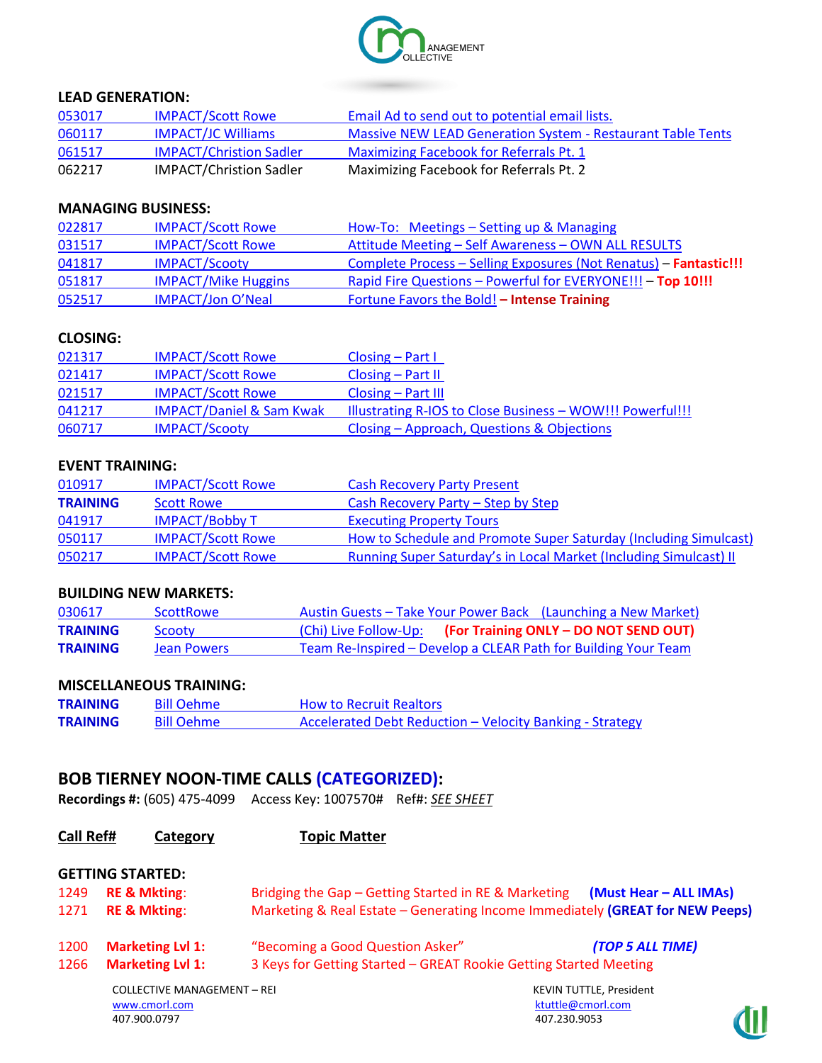## LEAD GENERATION:

| | | |
|---|---|---|
| 053017 | IMPACT/Scott Rowe | Email Ad to send out to potential email lists. |
| 060117 | IMPACT/JC Williams | Massive NEW LEAD Generation System - Restaurant Table Tents |
| 061517 | IMPACT/Christion Sadler | Maximizing Facebook for Referrals Pt. 1 |
| 062217 | IMPACT/Christion Sadler | Maximizing Facebook for Referrals Pt. 2 |

## MANAGING BUSINESS:

| | | |
|---|---|---|
| 022817 | IMPACT/Scott Rowe | How-To: Meetings – Setting up & Managing |
| 031517 | IMPACT/Scott Rowe | Attitude Meeting – Self Awareness – OWN ALL RESULTS |
| 041817 | IMPACT/Scooty | Complete Process – Selling Exposures (Not Renatus) – **Fantastic!!!** |
| 051817 | IMPACT/Mike Huggins | Rapid Fire Questions – Powerful for EVERYONE!!! – **Top 10!!!** |
| 052517 | IMPACT/Jon O'Neal | Fortune Favors the Bold! – **Intense Training** |

## CLOSING:

| | | |
|---|---|---|
| 021317 | IMPACT/Scott Rowe | Closing – Part I |
| 021417 | IMPACT/Scott Rowe | Closing – Part II |
| 021517 | IMPACT/Scott Rowe | Closing – Part III |
| 041217 | IMPACT/Daniel & Sam Kwak | Illustrating R-IOS to Close Business – WOW!!! Powerful!!! |
| 060717 | IMPACT/Scooty | Closing – Approach, Questions & Objections |

## EVENT TRAINING:

| | | |
|---|---|---|
| 010917 | IMPACT/Scott Rowe | Cash Recovery Party Present |
| **TRAINING** | Scott Rowe | Cash Recovery Party – Step by Step |
| 041917 | IMPACT/Bobby T | Executing Property Tours |
| 050117 | IMPACT/Scott Rowe | How to Schedule and Promote Super Saturday (Including Simulcast) |
| 050217 | IMPACT/Scott Rowe | Running Super Saturday's in Local Market (Including Simulcast) II |

## BUILDING NEW MARKETS:

| | | |
|---|---|---|
| 030617 | ScottRowe | Austin Guests – Take Your Power Back (Launching a New Market) |
| **TRAINING** | Scooty | (Chi) Live Follow-Up: **(For Training ONLY – DO NOT SEND OUT)** |
| **TRAINING** | Jean Powers | Team Re-Inspired – Develop a CLEAR Path for Building Your Team |

## MISCELLANEOUS TRAINING:

| | | |
|---|---|---|
| **TRAINING** | Bill Oehme | How to Recruit Realtors |
| **TRAINING** | Bill Oehme | Accelerated Debt Reduction – Velocity Banking - Strategy |

## BOB TIERNEY NOON-TIME CALLS (CATEGORIZED):

**Recordings #:** (605) 475-4099 Access Key: 1007570# Ref#: *SEE SHEET*

| Call Ref# | Category | Topic Matter |
|---|---|---|
| **GETTING STARTED:** | | |
| 1249 | **RE & Mkting**: | Bridging the Gap – Getting Started in RE & Marketing **(Must Hear – ALL IMAs)** |
| 1271 | **RE & Mkting**: | Marketing & Real Estate – Generating Income Immediately **(GREAT for NEW Peeps)** |
| 1200 | **Marketing Lvl 1:** | "Becoming a Good Question Asker" ***(TOP 5 ALL TIME)*** |
| 1266 | **Marketing Lvl 1:** | 3 Keys for Getting Started – GREAT Rookie Getting Started Meeting |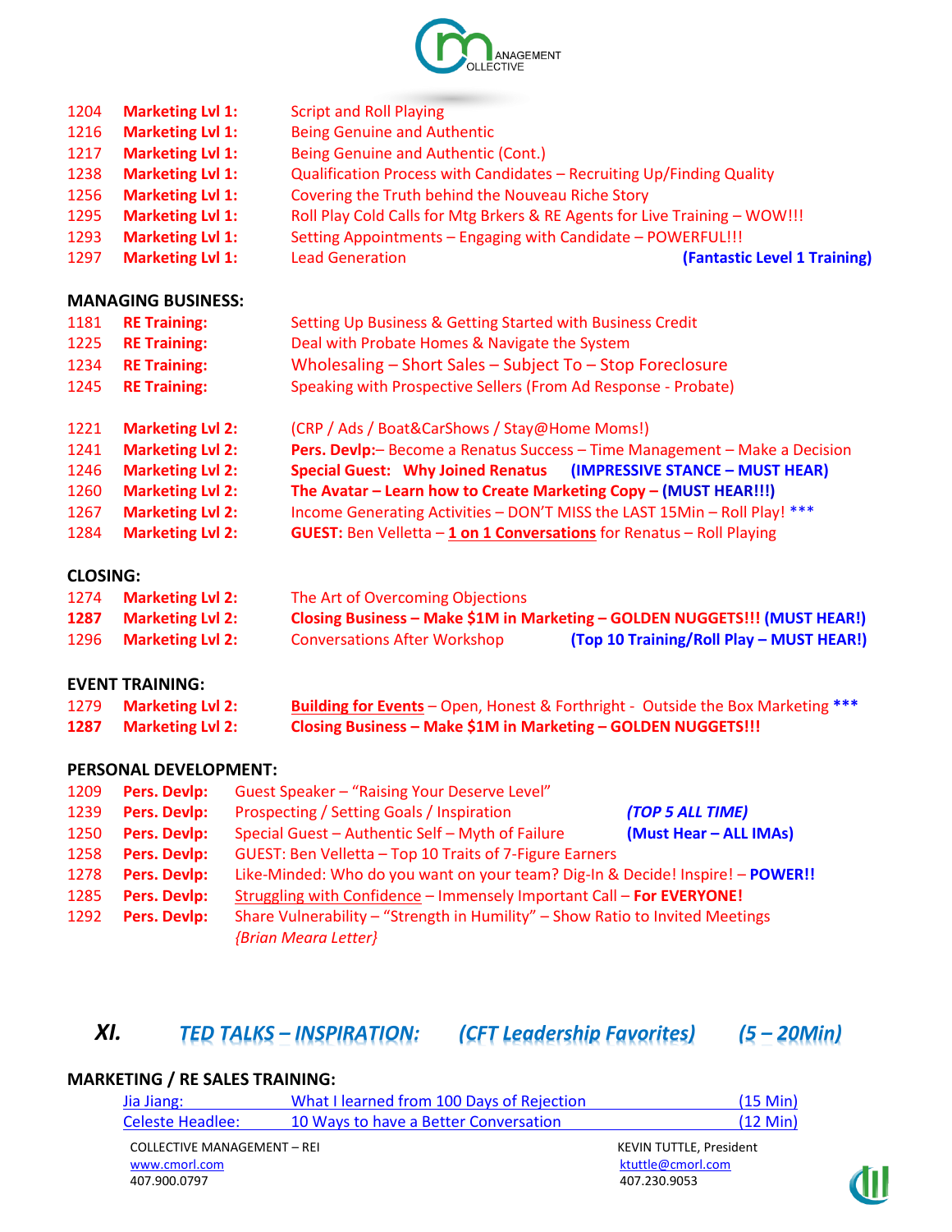1204 **Marketing Lvl 1:** Script and Roll Playing
1216 **Marketing Lvl 1:** Being Genuine and Authentic
1217 **Marketing Lvl 1:** Being Genuine and Authentic (Cont.)
1238 **Marketing Lvl 1:** Qualification Process with Candidates – Recruiting Up/Finding Quality
1256 **Marketing Lvl 1:** Covering the Truth behind the Nouveau Riche Story
1295 **Marketing Lvl 1:** Roll Play Cold Calls for Mtg Brkers & RE Agents for Live Training – WOW!!!
1293 **Marketing Lvl 1:** Setting Appointments – Engaging with Candidate – POWERFUL!!!
1297 **Marketing Lvl 1:** Lead Generation **(Fantastic Level 1 Training)**

**MANAGING BUSINESS:**

1181 **RE Training:** Setting Up Business & Getting Started with Business Credit
1225 **RE Training:** Deal with Probate Homes & Navigate the System
1234 **RE Training:** Wholesaling – Short Sales – Subject To – Stop Foreclosure
1245 **RE Training:** Speaking with Prospective Sellers (From Ad Response - Probate)

1221 **Marketing Lvl 2:** (CRP / Ads / Boat&CarShows / Stay@Home Moms!)
1241 **Marketing Lvl 2:** **Pers. Devlp:**– Become a Renatus Success – Time Management – Make a Decision
1246 **Marketing Lvl 2:** **Special Guest: Why Joined Renatus** **(IMPRESSIVE STANCE – MUST HEAR)**
1260 **Marketing Lvl 2:** **The Avatar – Learn how to Create Marketing Copy – (MUST HEAR!!!)**
1267 **Marketing Lvl 2:** Income Generating Activities – DON'T MISS the LAST 15Min – Roll Play! ***
1284 **Marketing Lvl 2:** **GUEST:** Ben Velletta – **1 on 1 Conversations** for Renatus – Roll Playing

**CLOSING:**

1274 **Marketing Lvl 2:** The Art of Overcoming Objections
**1287** **Marketing Lvl 2:** **Closing Business – Make $1M in Marketing – GOLDEN NUGGETS!!! (MUST HEAR!)**
1296 **Marketing Lvl 2:** Conversations After Workshop **(Top 10 Training/Roll Play – MUST HEAR!)**

**EVENT TRAINING:**

1279 **Marketing Lvl 2:** **Building for Events** – Open, Honest & Forthright - Outside the Box Marketing ***
**1287** **Marketing Lvl 2:** **Closing Business – Make $1M in Marketing – GOLDEN NUGGETS!!!**

**PERSONAL DEVELOPMENT:**

1209 **Pers. Devlp:** Guest Speaker – "Raising Your Deserve Level"
1239 **Pers. Devlp:** Prospecting / Setting Goals / Inspiration ***(TOP 5 ALL TIME)***
1250 **Pers. Devlp:** Special Guest – Authentic Self – Myth of Failure **(Must Hear – ALL IMAs)**
1258 **Pers. Devlp:** GUEST: Ben Velletta – Top 10 Traits of 7-Figure Earners
1278 **Pers. Devlp:** Like-Minded: Who do you want on your team? Dig-In & Decide! Inspire! – **POWER!!**
1285 **Pers. Devlp:** Struggling with Confidence – Immensely Important Call – **For EVERYONE!**
1292 **Pers. Devlp:** Share Vulnerability – "Strength in Humility" – Show Ratio to Invited Meetings
*{Brian Meara Letter}*

## XI. *TED TALKS – INSPIRATION: (CFT Leadership Favorites) (5 – 20Min)*

**MARKETING / RE SALES TRAINING:**

Jia Jiang: What I learned from 100 Days of Rejection (15 Min)
Celeste Headlee: 10 Ways to have a Better Conversation (12 Min)

COLLECTIVE MANAGEMENT – REI
www.cmorl.com
407.900.0797

KEVIN TUTTLE, President
ktuttle@cmorl.com
407.230.9053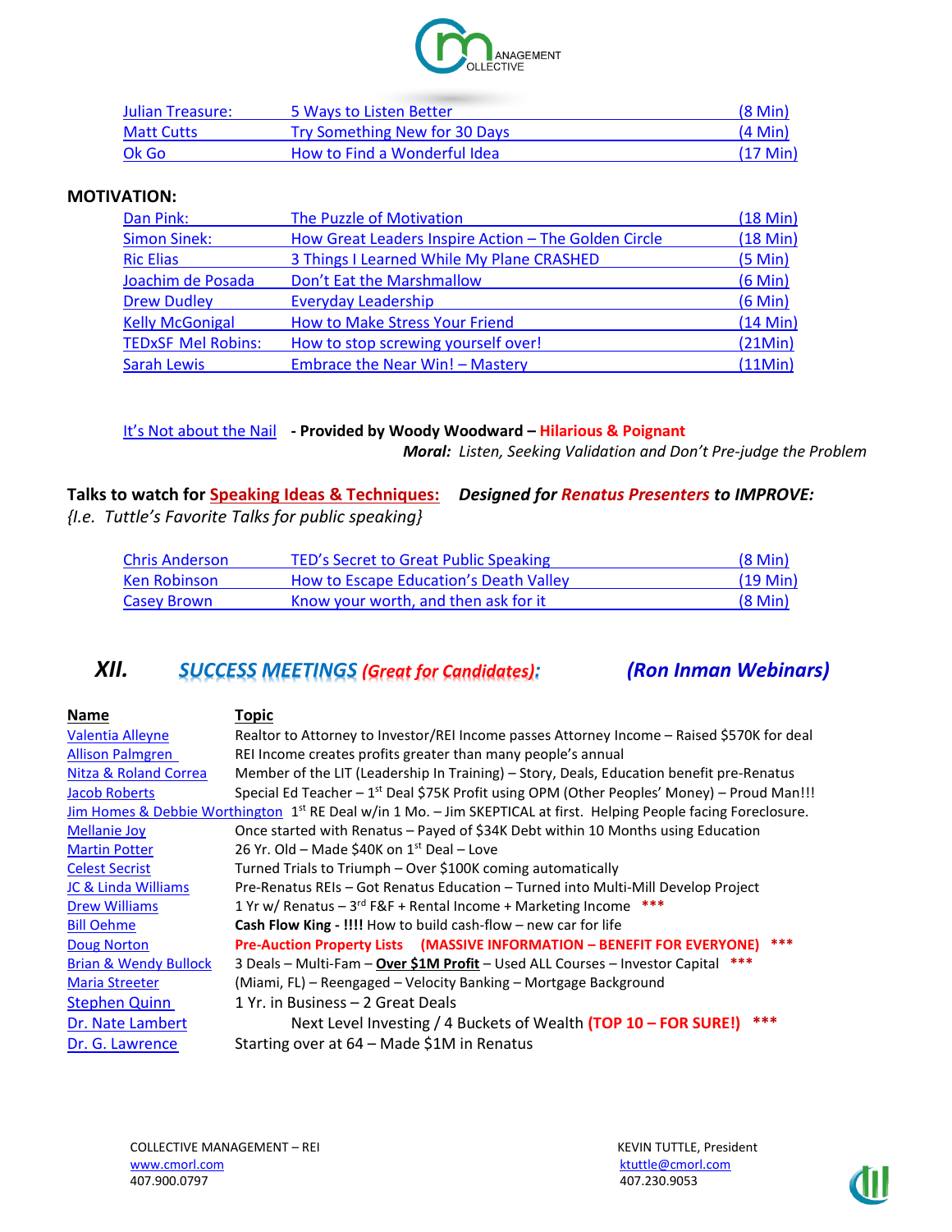| | | |
|---|---|---|
| Julian Treasure: | 5 Ways to Listen Better | (8 Min) |
| Matt Cutts | Try Something New for 30 Days | (4 Min) |
| Ok Go | How to Find a Wonderful Idea | (17 Min) |

**MOTIVATION:**

| | | |
|---|---|---|
| Dan Pink: | The Puzzle of Motivation | (18 Min) |
| Simon Sinek: | How Great Leaders Inspire Action – The Golden Circle | (18 Min) |
| Ric Elias | 3 Things I Learned While My Plane CRASHED | (5 Min) |
| Joachim de Posada | Don't Eat the Marshmallow | (6 Min) |
| Drew Dudley | Everyday Leadership | (6 Min) |
| Kelly McGonigal | How to Make Stress Your Friend | (14 Min) |
| TEDxSF Mel Robins: | How to stop screwing yourself over! | (21Min) |
| Sarah Lewis | Embrace the Near Win! – Mastery | (11Min) |

It's Not about the Nail **- Provided by Woody Woodward – Hilarious & Poignant**

***Moral:*** *Listen, Seeking Validation and Don't Pre-judge the Problem*

**Talks to watch for Speaking Ideas & Techniques:** ***Designed for Renatus Presenters to IMPROVE:***

*{I.e. Tuttle's Favorite Talks for public speaking}*

| | | |
|---|---|---|
| Chris Anderson | TED's Secret to Great Public Speaking | (8 Min) |
| Ken Robinson | How to Escape Education's Death Valley | (19 Min) |
| Casey Brown | Know your worth, and then ask for it | (8 Min) |

## XII. SUCCESS MEETINGS (Great for Candidates): (Ron Inman Webinars)

| Name | Topic |
|---|---|
| Valentia Alleyne | Realtor to Attorney to Investor/REI Income passes Attorney Income – Raised $570K for deal |
| Allison Palmgren | REI Income creates profits greater than many people's annual |
| Nitza & Roland Correa | Member of the LIT (Leadership In Training) – Story, Deals, Education benefit pre-Renatus |
| Jacob Roberts | Special Ed Teacher – 1st Deal $75K Profit using OPM (Other Peoples' Money) – Proud Man!!! |
| Jim Homes & Debbie Worthington | 1st RE Deal w/in 1 Mo. – Jim SKEPTICAL at first. Helping People facing Foreclosure. |
| Mellanie Joy | Once started with Renatus – Payed of $34K Debt within 10 Months using Education |
| Martin Potter | 26 Yr. Old – Made $40K on 1st Deal – Love |
| Celest Secrist | Turned Trials to Triumph – Over $100K coming automatically |
| JC & Linda Williams | Pre-Renatus REIs – Got Renatus Education – Turned into Multi-Mill Develop Project |
| Drew Williams | 1 Yr w/ Renatus – 3rd F&F + Rental Income + Marketing Income *** |
| Bill Oehme | **Cash Flow King - !!!!** How to build cash-flow – new car for life |
| Doug Norton | **Pre-Auction Property Lists (MASSIVE INFORMATION – BENEFIT FOR EVERYONE)** *** |
| Brian & Wendy Bullock | 3 Deals – Multi-Fam – **Over $1M Profit** – Used ALL Courses – Investor Capital *** |
| Maria Streeter | (Miami, FL) – Reengaged – Velocity Banking – Mortgage Background |
| Stephen Quinn | 1 Yr. in Business – 2 Great Deals |
| Dr. Nate Lambert | Next Level Investing / 4 Buckets of Wealth **(TOP 10 – FOR SURE!)** *** |
| Dr. G. Lawrence | Starting over at 64 – Made $1M in Renatus |

COLLECTIVE MANAGEMENT – REI
www.cmorl.com
407.900.0797

KEVIN TUTTLE, President
ktuttle@cmorl.com
407.230.9053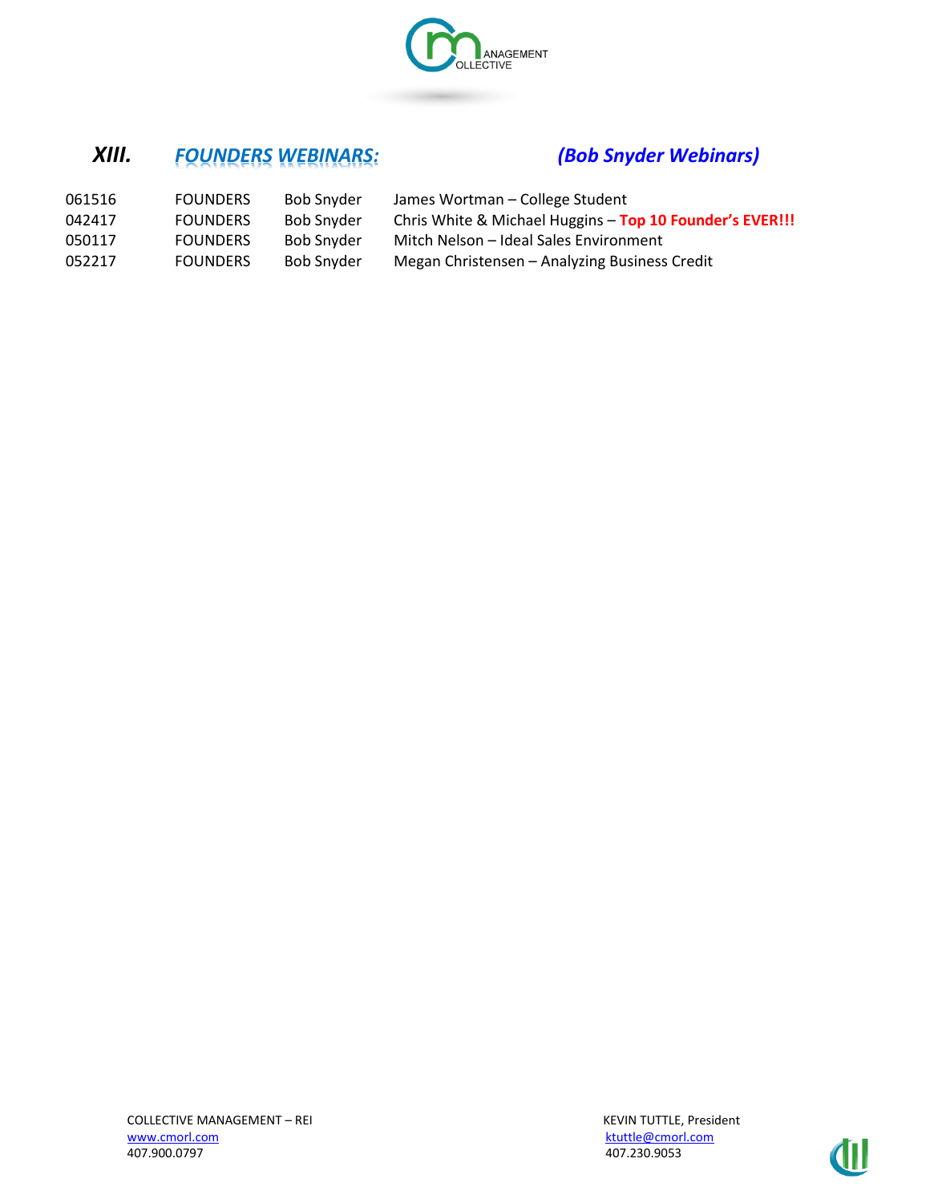## XIII. *FOUNDERS WEBINARS:* *(Bob Snyder Webinars)*

| | | | |
|---|---|---|---|
| 061516 | FOUNDERS | Bob Snyder | James Wortman – College Student |
| 042417 | FOUNDERS | Bob Snyder | Chris White & Michael Huggins – **Top 10 Founder's EVER!!!** |
| 050117 | FOUNDERS | Bob Snyder | Mitch Nelson – Ideal Sales Environment |
| 052217 | FOUNDERS | Bob Snyder | Megan Christensen – Analyzing Business Credit |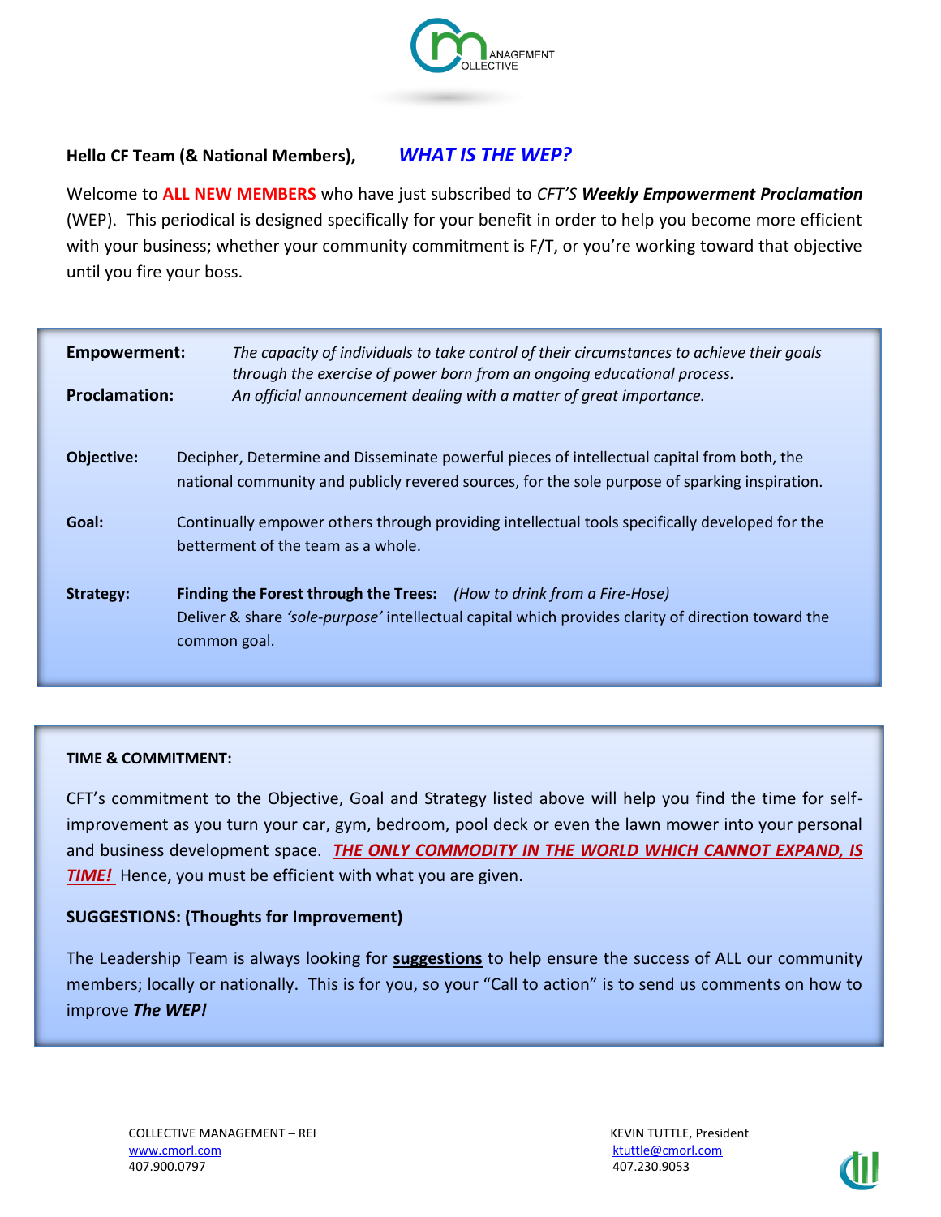Hello CF Team (& National Members), ***WHAT IS THE WEP?***

Welcome to **ALL NEW MEMBERS** who have just subscribed to *CFT'S* ***Weekly Empowerment Proclamation*** (WEP). This periodical is designed specifically for your benefit in order to help you become more efficient with your business; whether your community commitment is F/T, or you're working toward that objective until you fire your boss.

**Empowerment:** *The capacity of individuals to take control of their circumstances to achieve their goals through the exercise of power born from an ongoing educational process.*

**Proclamation:** *An official announcement dealing with a matter of great importance.*

---

**Objective:** Decipher, Determine and Disseminate powerful pieces of intellectual capital from both, the national community and publicly revered sources, for the sole purpose of sparking inspiration.

**Goal:** Continually empower others through providing intellectual tools specifically developed for the betterment of the team as a whole.

**Strategy:** **Finding the Forest through the Trees:** *(How to drink from a Fire-Hose)*
Deliver & share *'sole-purpose'* intellectual capital which provides clarity of direction toward the common goal.

**TIME & COMMITMENT:**

CFT's commitment to the Objective, Goal and Strategy listed above will help you find the time for self-improvement as you turn your car, gym, bedroom, pool deck or even the lawn mower into your personal and business development space. ***THE ONLY COMMODITY IN THE WORLD WHICH CANNOT EXPAND, IS TIME!*** Hence, you must be efficient with what you are given.

**SUGGESTIONS: (Thoughts for Improvement)**

The Leadership Team is always looking for **suggestions** to help ensure the success of ALL our community members; locally or nationally. This is for you, so your "Call to action" is to send us comments on how to improve ***The WEP!***

COLLECTIVE MANAGEMENT – REI
www.cmorl.com
407.900.0797

KEVIN TUTTLE, President
ktuttle@cmorl.com
407.230.9053